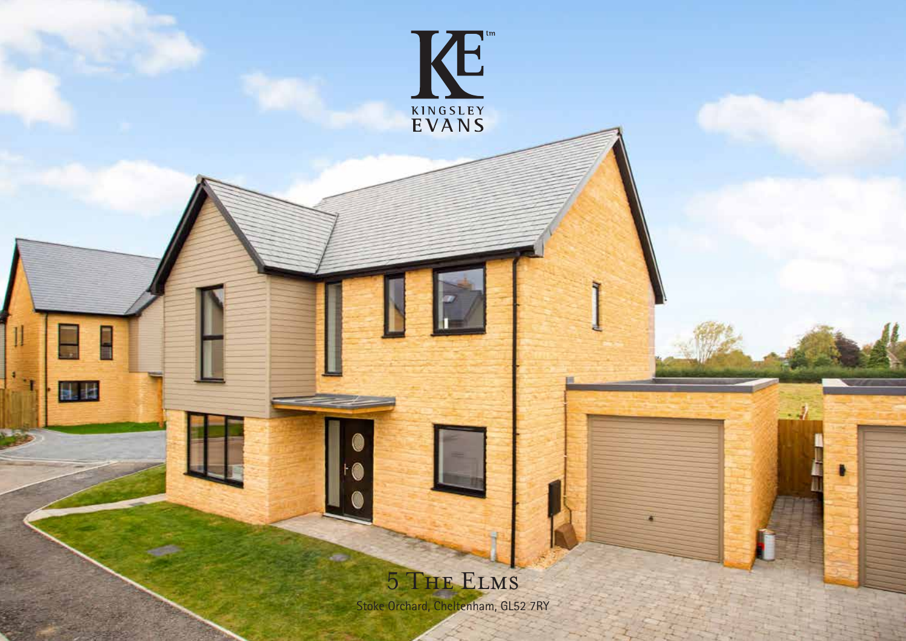KE

KINGSLEY EVANS

# 5 The Elms

Stoke Orchard, Cheltenham, GL52 7RY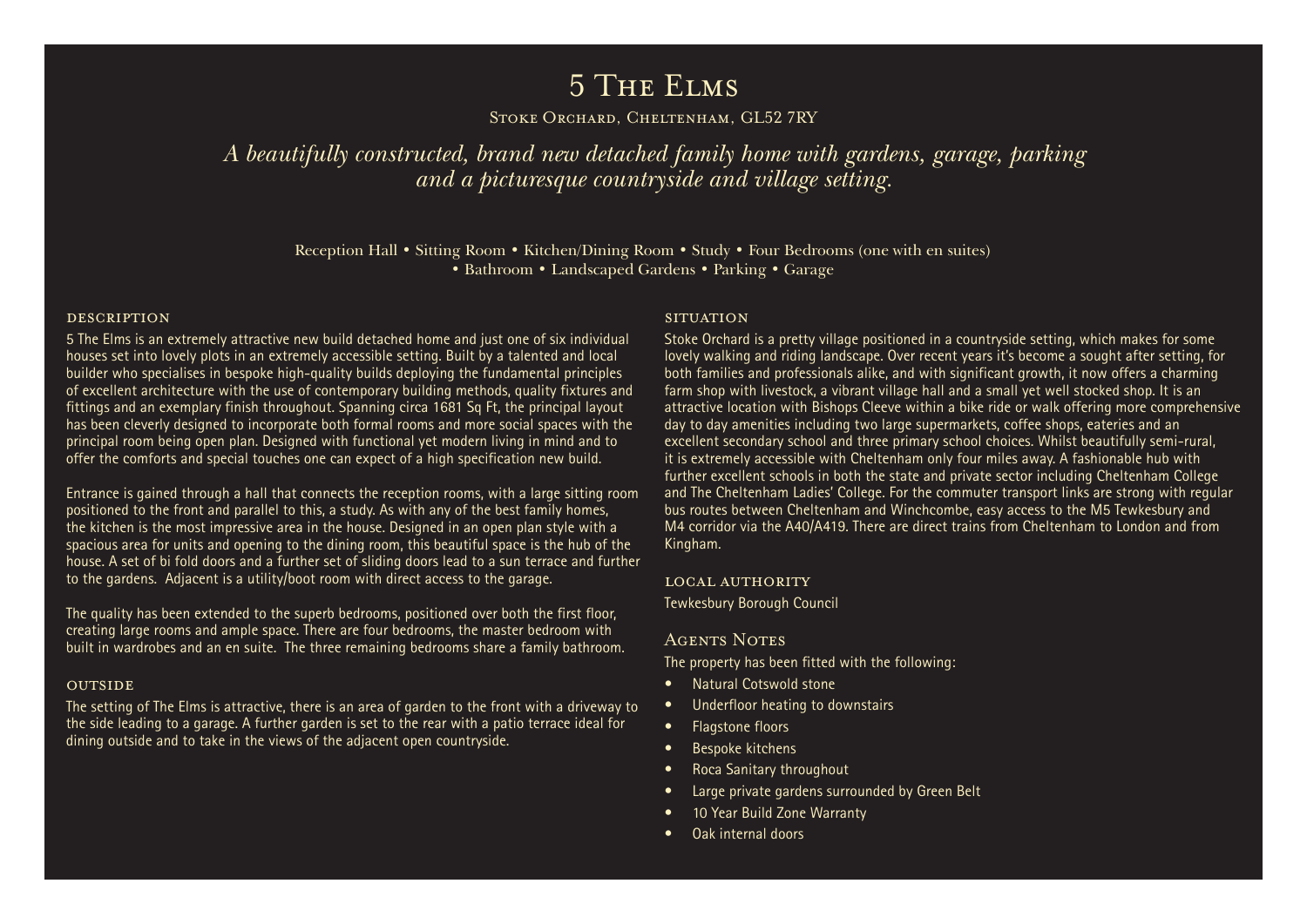# 5 The Elms

Stoke Orchard, Cheltenham, GL52 7RY

*A beautifully constructed, brand new detached family home with gardens, garage, parking and a picturesque countryside and village setting.*

Reception Hall • Sitting Room • Kitchen/Dining Room • Study • Four Bedrooms (one with en suites) • Bathroom • Landscaped Gardens • Parking • Garage

## DESCRIPTION

5 The Elms is an extremely attractive new build detached home and just one of six individual houses set into lovely plots in an extremely accessible setting. Built by a talented and local builder who specialises in bespoke high-quality builds deploying the fundamental principles of excellent architecture with the use of contemporary building methods, quality fixtures and fittings and an exemplary finish throughout. Spanning circa 1681 Sq Ft, the principal layout has been cleverly designed to incorporate both formal rooms and more social spaces with the principal room being open plan. Designed with functional yet modern living in mind and to offer the comforts and special touches one can expect of a high specification new build.

Entrance is gained through a hall that connects the reception rooms, with a large sitting room positioned to the front and parallel to this, a study. As with any of the best family homes, the kitchen is the most impressive area in the house. Designed in an open plan style with a spacious area for units and opening to the dining room, this beautiful space is the hub of the house. A set of bi fold doors and a further set of sliding doors lead to a sun terrace and further to the gardens. Adjacent is a utility/boot room with direct access to the garage.

The quality has been extended to the superb bedrooms, positioned over both the first floor, creating large rooms and ample space. There are four bedrooms, the master bedroom with built in wardrobes and an en suite. The three remaining bedrooms share a family bathroom.

## OUTSIDE

The setting of The Elms is attractive, there is an area of garden to the front with a driveway to the side leading to a garage. A further garden is set to the rear with a patio terrace ideal for dining outside and to take in the views of the adjacent open countryside.

## SITUATION

Stoke Orchard is a pretty village positioned in a countryside setting, which makes for some lovely walking and riding landscape. Over recent years it's become a sought after setting, for both families and professionals alike, and with significant growth, it now offers a charming farm shop with livestock, a vibrant village hall and a small yet well stocked shop. It is an attractive location with Bishops Cleeve within a bike ride or walk offering more comprehensive day to day amenities including two large supermarkets, coffee shops, eateries and an excellent secondary school and three primary school choices. Whilst beautifully semi-rural, it is extremely accessible with Cheltenham only four miles away. A fashionable hub with further excellent schools in both the state and private sector including Cheltenham College and The Cheltenham Ladies' College. For the commuter transport links are strong with regular bus routes between Cheltenham and Winchcombe, easy access to the M5 Tewkesbury and M4 corridor via the A40/A419. There are direct trains from Cheltenham to London and from Kingham.

## LOCAL AUTHORITY

Tewkesbury Borough Council

## Agents Notes

The property has been fitted with the following:

- Natural Cotswold stone
- Underfloor heating to downstairs
- Flagstone floors
- Bespoke kitchens
- Roca Sanitary throughout
- Large private gardens surrounded by Green Belt
- 10 Year Build Zone Warranty
- Oak internal doors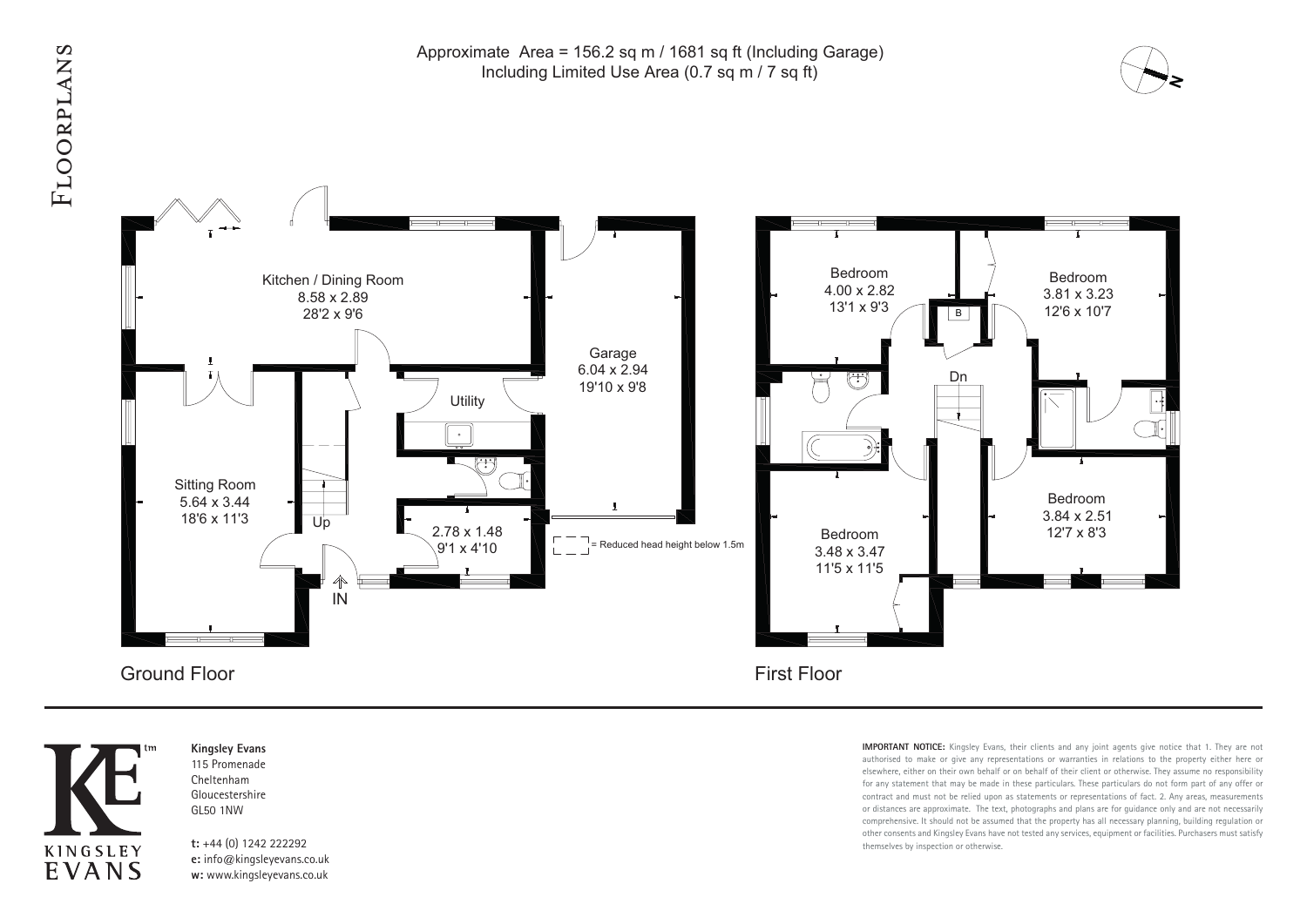# Floorplans

Approximate Area = 156.2 sq m / 1681 sq ft (Including Garage)
Including Limited Use Area (0.7 sq m / 7 sq ft)

N

## Ground Floor

Kitchen / Dining Room
8.58 x 2.89
28'2 x 9'6

Garage
6.04 x 2.94
19'10 x 9'8

Utility

Sitting Room
5.64 x 3.44
18'6 x 11'3

Up

2.78 x 1.48
9'1 x 4'10

IN

= Reduced head height below 1.5m

## First Floor

Bedroom
4.00 x 2.82
13'1 x 9'3

B

Bedroom
3.81 x 3.23
12'6 x 10'7

Dn

Bedroom
3.84 x 2.51
12'7 x 8'3

Bedroom
3.48 x 3.47
11'5 x 11'5

---

KINGSLEY EVANS

**Kingsley Evans**
115 Promenade
Cheltenham
Gloucestershire
GL50 1NW

**t:** +44 (0) 1242 222292
**e:** info@kingsleyevans.co.uk
**w:** www.kingsleyevans.co.uk

**IMPORTANT NOTICE:** Kingsley Evans, their clients and any joint agents give notice that 1. They are not authorised to make or give any representations or warranties in relations to the property either here or elsewhere, either on their own behalf or on behalf of their client or otherwise. They assume no responsibility for any statement that may be made in these particulars. These particulars do not form part of any offer or contract and must not be relied upon as statements or representations of fact. 2. Any areas, measurements or distances are approximate. The text, photographs and plans are for guidance only and are not necessarily comprehensive. It should not be assumed that the property has all necessary planning, building regulation or other consents and Kingsley Evans have not tested any services, equipment or facilities. Purchasers must satisfy themselves by inspection or otherwise.